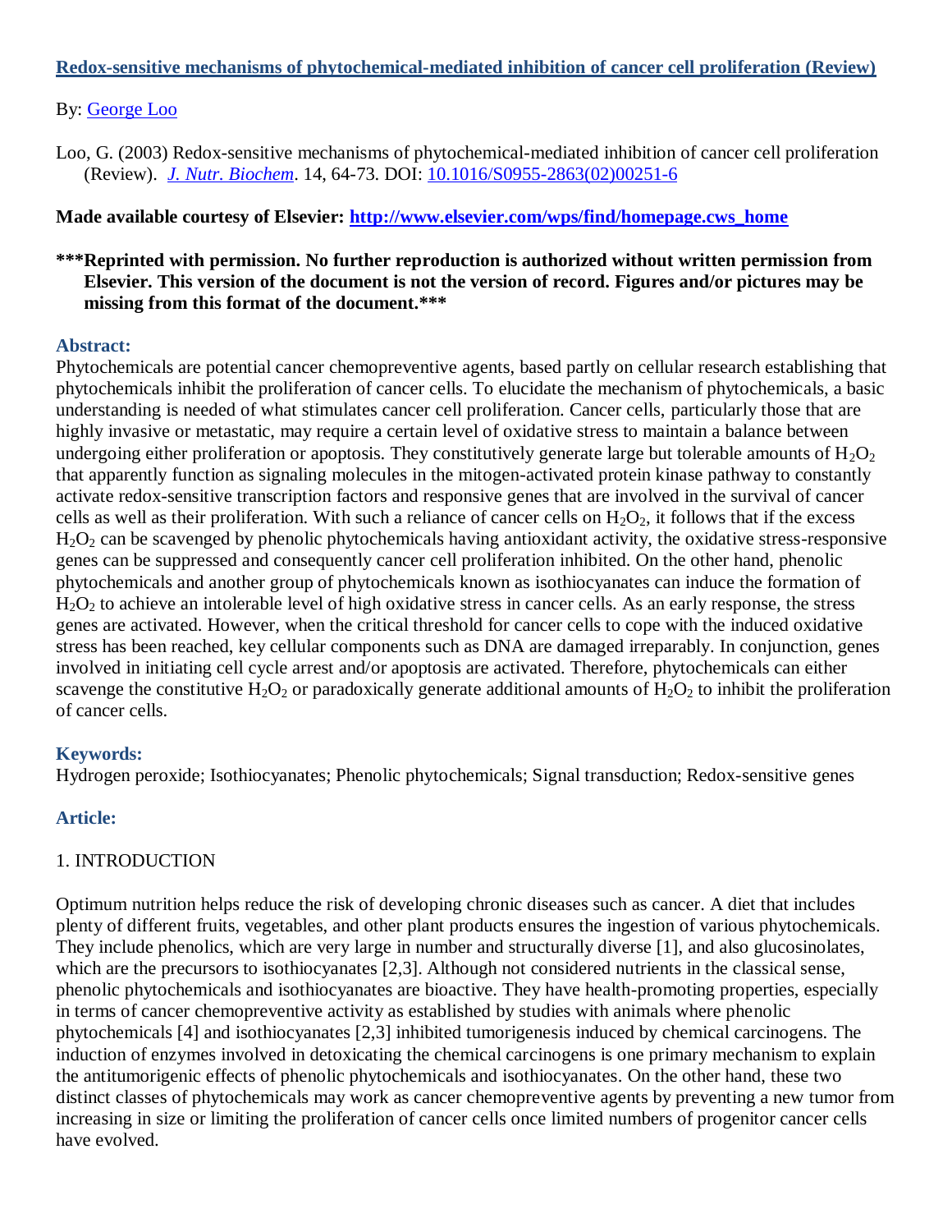# [Redox-sensitive mechanisms of phytochemical-mediated inhibition of cancer cell proliferation (Review)](#)

By: [George Loo](#)

Loo, G. (2003) Redox-sensitive mechanisms of phytochemical-mediated inhibition of cancer cell proliferation (Review). *[J. Nutr. Biochem](#)*. 14, 64-73. DOI: [10.1016/S0955-2863(02)00251-6](#)

**Made available courtesy of Elsevier: [http://www.elsevier.com/wps/find/homepage.cws_home](http://www.elsevier.com/wps/find/homepage.cws_home)**

**\*\*\*Reprinted with permission. No further reproduction is authorized without written permission from Elsevier. This version of the document is not the version of record. Figures and/or pictures may be missing from this format of the document.\*\*\***

## Abstract:

Phytochemicals are potential cancer chemopreventive agents, based partly on cellular research establishing that phytochemicals inhibit the proliferation of cancer cells. To elucidate the mechanism of phytochemicals, a basic understanding is needed of what stimulates cancer cell proliferation. Cancer cells, particularly those that are highly invasive or metastatic, may require a certain level of oxidative stress to maintain a balance between undergoing either proliferation or apoptosis. They constitutively generate large but tolerable amounts of $H_2O_2$ that apparently function as signaling molecules in the mitogen-activated protein kinase pathway to constantly activate redox-sensitive transcription factors and responsive genes that are involved in the survival of cancer cells as well as their proliferation. With such a reliance of cancer cells on $H_2O_2$, it follows that if the excess $H_2O_2$ can be scavenged by phenolic phytochemicals having antioxidant activity, the oxidative stress-responsive genes can be suppressed and consequently cancer cell proliferation inhibited. On the other hand, phenolic phytochemicals and another group of phytochemicals known as isothiocyanates can induce the formation of $H_2O_2$ to achieve an intolerable level of high oxidative stress in cancer cells. As an early response, the stress genes are activated. However, when the critical threshold for cancer cells to cope with the induced oxidative stress has been reached, key cellular components such as DNA are damaged irreparably. In conjunction, genes involved in initiating cell cycle arrest and/or apoptosis are activated. Therefore, phytochemicals can either scavenge the constitutive $H_2O_2$ or paradoxically generate additional amounts of $H_2O_2$ to inhibit the proliferation of cancer cells.

## Keywords:

Hydrogen peroxide; Isothiocyanates; Phenolic phytochemicals; Signal transduction; Redox-sensitive genes

## Article:

### 1. INTRODUCTION

Optimum nutrition helps reduce the risk of developing chronic diseases such as cancer. A diet that includes plenty of different fruits, vegetables, and other plant products ensures the ingestion of various phytochemicals. They include phenolics, which are very large in number and structurally diverse [1], and also glucosinolates, which are the precursors to isothiocyanates [2,3]. Although not considered nutrients in the classical sense, phenolic phytochemicals and isothiocyanates are bioactive. They have health-promoting properties, especially in terms of cancer chemopreventive activity as established by studies with animals where phenolic phytochemicals [4] and isothiocyanates [2,3] inhibited tumorigenesis induced by chemical carcinogens. The induction of enzymes involved in detoxicating the chemical carcinogens is one primary mechanism to explain the antitumorigenic effects of phenolic phytochemicals and isothiocyanates. On the other hand, these two distinct classes of phytochemicals may work as cancer chemopreventive agents by preventing a new tumor from increasing in size or limiting the proliferation of cancer cells once limited numbers of progenitor cancer cells have evolved.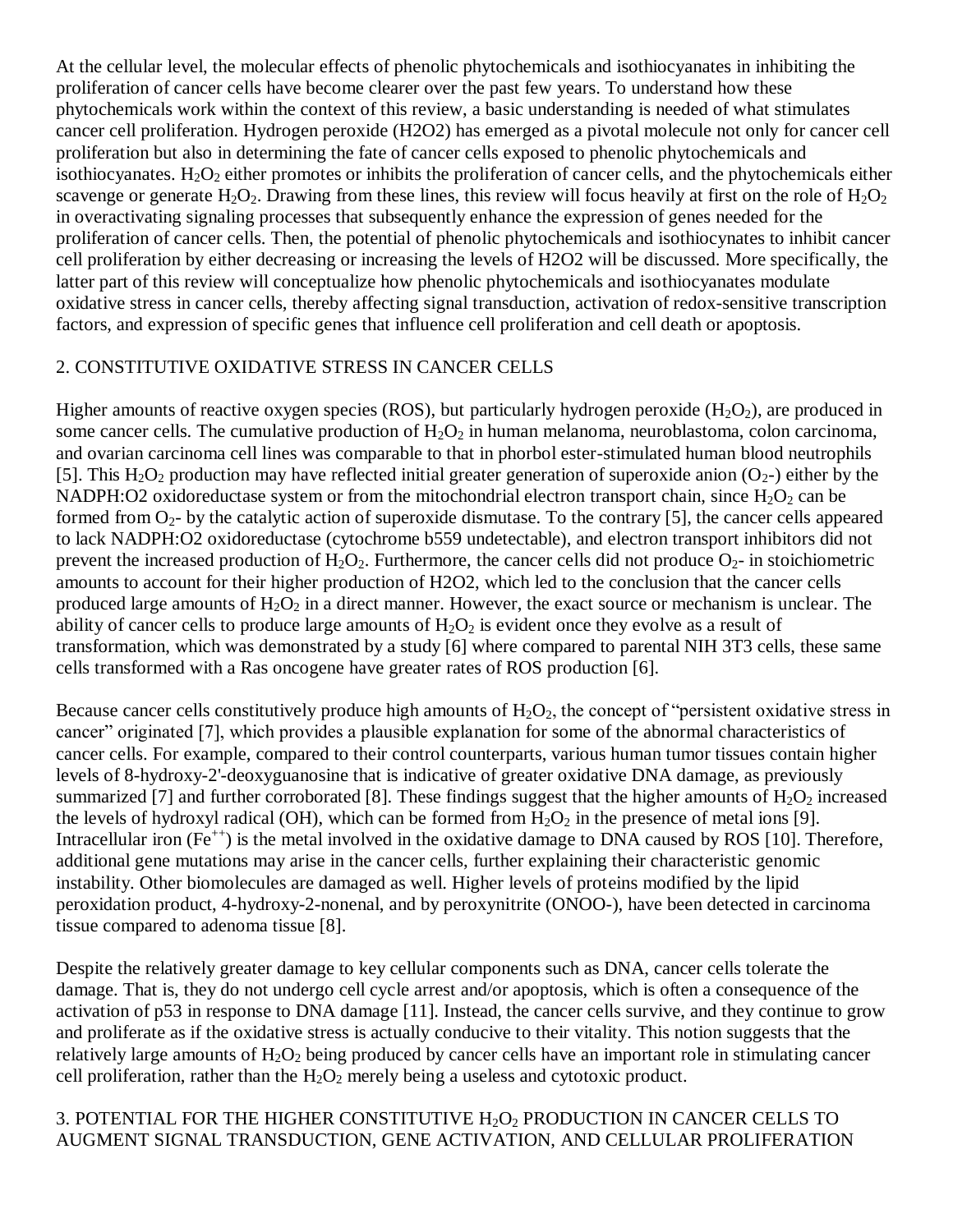At the cellular level, the molecular effects of phenolic phytochemicals and isothiocyanates in inhibiting the proliferation of cancer cells have become clearer over the past few years. To understand how these phytochemicals work within the context of this review, a basic understanding is needed of what stimulates cancer cell proliferation. Hydrogen peroxide (H2O2) has emerged as a pivotal molecule not only for cancer cell proliferation but also in determining the fate of cancer cells exposed to phenolic phytochemicals and isothiocyanates. $H_2O_2$ either promotes or inhibits the proliferation of cancer cells, and the phytochemicals either scavenge or generate $H_2O_2$. Drawing from these lines, this review will focus heavily at first on the role of $H_2O_2$ in overactivating signaling processes that subsequently enhance the expression of genes needed for the proliferation of cancer cells. Then, the potential of phenolic phytochemicals and isothiocynates to inhibit cancer cell proliferation by either decreasing or increasing the levels of H2O2 will be discussed. More specifically, the latter part of this review will conceptualize how phenolic phytochemicals and isothiocyanates modulate oxidative stress in cancer cells, thereby affecting signal transduction, activation of redox-sensitive transcription factors, and expression of specific genes that influence cell proliferation and cell death or apoptosis.

## 2. CONSTITUTIVE OXIDATIVE STRESS IN CANCER CELLS

Higher amounts of reactive oxygen species (ROS), but particularly hydrogen peroxide ($H_2O_2$), are produced in some cancer cells. The cumulative production of $H_2O_2$ in human melanoma, neuroblastoma, colon carcinoma, and ovarian carcinoma cell lines was comparable to that in phorbol ester-stimulated human blood neutrophils [5]. This $H_2O_2$ production may have reflected initial greater generation of superoxide anion ($O_2$-) either by the NADPH:O2 oxidoreductase system or from the mitochondrial electron transport chain, since $H_2O_2$ can be formed from $O_2$- by the catalytic action of superoxide dismutase. To the contrary [5], the cancer cells appeared to lack NADPH:O2 oxidoreductase (cytochrome b559 undetectable), and electron transport inhibitors did not prevent the increased production of $H_2O_2$. Furthermore, the cancer cells did not produce $O_2$- in stoichiometric amounts to account for their higher production of H2O2, which led to the conclusion that the cancer cells produced large amounts of $H_2O_2$ in a direct manner. However, the exact source or mechanism is unclear. The ability of cancer cells to produce large amounts of $H_2O_2$ is evident once they evolve as a result of transformation, which was demonstrated by a study [6] where compared to parental NIH 3T3 cells, these same cells transformed with a Ras oncogene have greater rates of ROS production [6].

Because cancer cells constitutively produce high amounts of $H_2O_2$, the concept of "persistent oxidative stress in cancer" originated [7], which provides a plausible explanation for some of the abnormal characteristics of cancer cells. For example, compared to their control counterparts, various human tumor tissues contain higher levels of 8-hydroxy-2'-deoxyguanosine that is indicative of greater oxidative DNA damage, as previously summarized [7] and further corroborated [8]. These findings suggest that the higher amounts of $H_2O_2$ increased the levels of hydroxyl radical (OH), which can be formed from $H_2O_2$ in the presence of metal ions [9]. Intracellular iron ($Fe^{++}$) is the metal involved in the oxidative damage to DNA caused by ROS [10]. Therefore, additional gene mutations may arise in the cancer cells, further explaining their characteristic genomic instability. Other biomolecules are damaged as well. Higher levels of proteins modified by the lipid peroxidation product, 4-hydroxy-2-nonenal, and by peroxynitrite (ONOO-), have been detected in carcinoma tissue compared to adenoma tissue [8].

Despite the relatively greater damage to key cellular components such as DNA, cancer cells tolerate the damage. That is, they do not undergo cell cycle arrest and/or apoptosis, which is often a consequence of the activation of p53 in response to DNA damage [11]. Instead, the cancer cells survive, and they continue to grow and proliferate as if the oxidative stress is actually conducive to their vitality. This notion suggests that the relatively large amounts of $H_2O_2$ being produced by cancer cells have an important role in stimulating cancer cell proliferation, rather than the $H_2O_2$ merely being a useless and cytotoxic product.

## 3. POTENTIAL FOR THE HIGHER CONSTITUTIVE $H_2O_2$ PRODUCTION IN CANCER CELLS TO AUGMENT SIGNAL TRANSDUCTION, GENE ACTIVATION, AND CELLULAR PROLIFERATION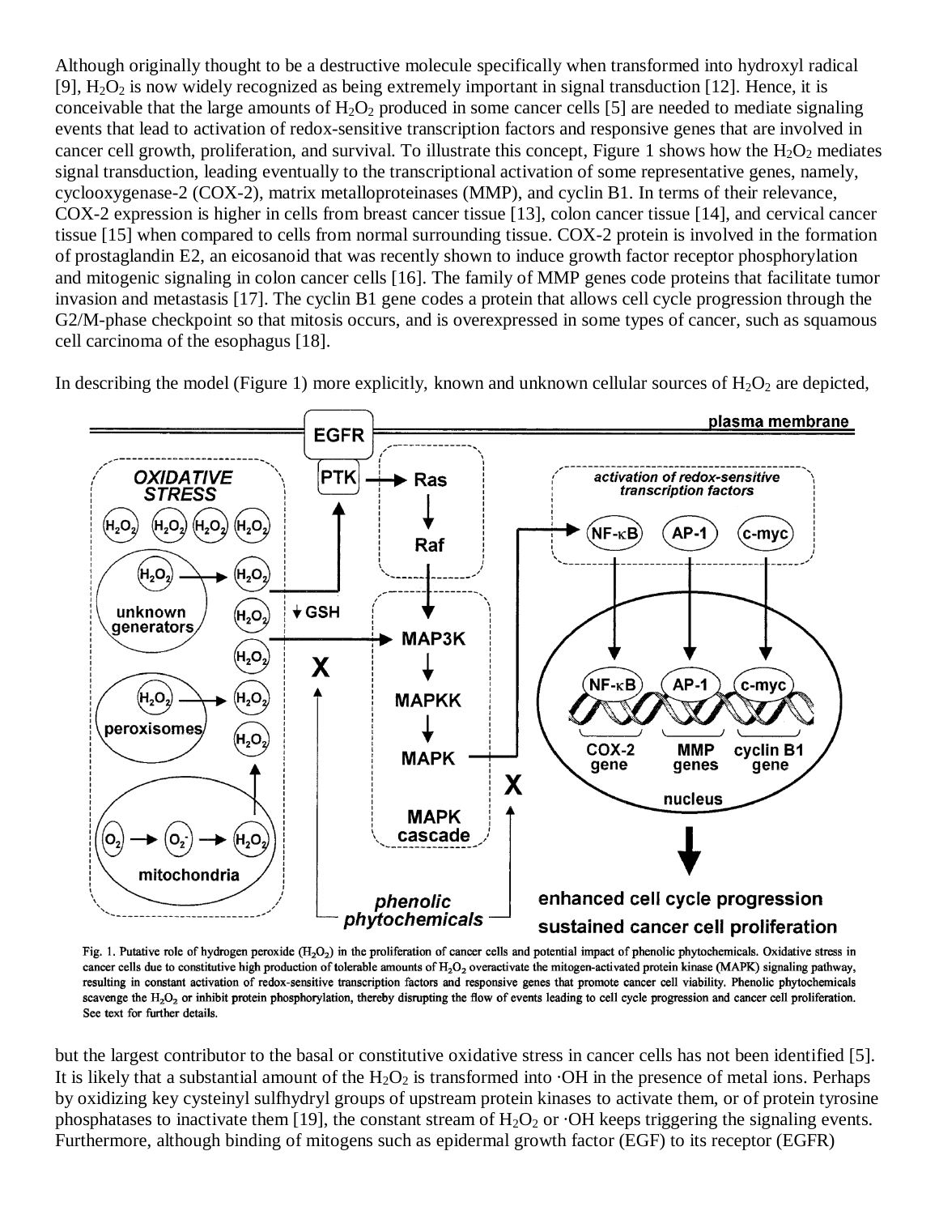Although originally thought to be a destructive molecule specifically when transformed into hydroxyl radical [9], $H_2O_2$ is now widely recognized as being extremely important in signal transduction [12]. Hence, it is conceivable that the large amounts of $H_2O_2$ produced in some cancer cells [5] are needed to mediate signaling events that lead to activation of redox-sensitive transcription factors and responsive genes that are involved in cancer cell growth, proliferation, and survival. To illustrate this concept, Figure 1 shows how the $H_2O_2$ mediates signal transduction, leading eventually to the transcriptional activation of some representative genes, namely, cyclooxygenase-2 (COX-2), matrix metalloproteinases (MMP), and cyclin B1. In terms of their relevance, COX-2 expression is higher in cells from breast cancer tissue [13], colon cancer tissue [14], and cervical cancer tissue [15] when compared to cells from normal surrounding tissue. COX-2 protein is involved in the formation of prostaglandin E2, an eicosanoid that was recently shown to induce growth factor receptor phosphorylation and mitogenic signaling in colon cancer cells [16]. The family of MMP genes code proteins that facilitate tumor invasion and metastasis [17]. The cyclin B1 gene codes a protein that allows cell cycle progression through the G2/M-phase checkpoint so that mitosis occurs, and is overexpressed in some types of cancer, such as squamous cell carcinoma of the esophagus [18].

In describing the model (Figure 1) more explicitly, known and unknown cellular sources of $H_2O_2$ are depicted,

Fig. 1. Putative role of hydrogen peroxide ($H_2O_2$) in the proliferation of cancer cells and potential impact of phenolic phytochemicals. Oxidative stress in cancer cells due to constitutive high production of tolerable amounts of $H_2O_2$ overactivate the mitogen-activated protein kinase (MAPK) signaling pathway, resulting in constant activation of redox-sensitive transcription factors and responsive genes that promote cancer cell viability. Phenolic phytochemicals scavenge the $H_2O_2$ or inhibit protein phosphorylation, thereby disrupting the flow of events leading to cell cycle progression and cancer cell proliferation. See text for further details.

but the largest contributor to the basal or constitutive oxidative stress in cancer cells has not been identified [5]. It is likely that a substantial amount of the $H_2O_2$ is transformed into ·OH in the presence of metal ions. Perhaps by oxidizing key cysteinyl sulfhydryl groups of upstream protein kinases to activate them, or of protein tyrosine phosphatases to inactivate them [19], the constant stream of $H_2O_2$ or ·OH keeps triggering the signaling events. Furthermore, although binding of mitogens such as epidermal growth factor (EGF) to its receptor (EGFR)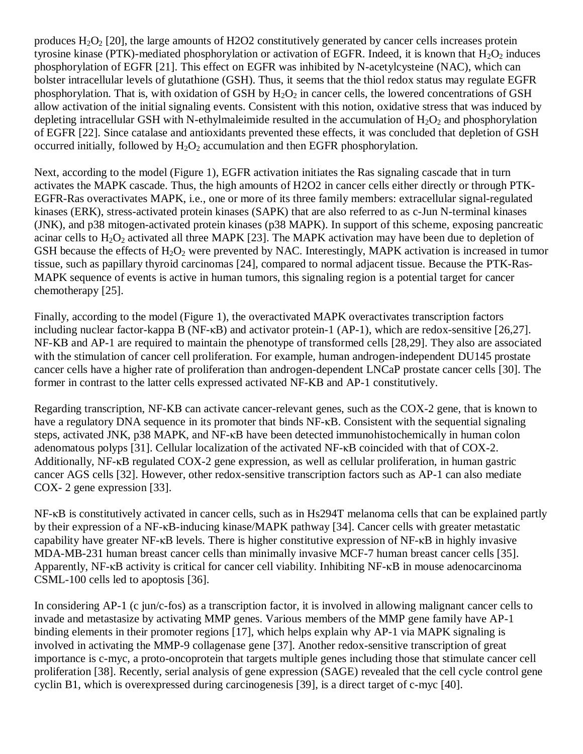produces $H_2O_2$ [20], the large amounts of H2O2 constitutively generated by cancer cells increases protein tyrosine kinase (PTK)-mediated phosphorylation or activation of EGFR. Indeed, it is known that $H_2O_2$ induces phosphorylation of EGFR [21]. This effect on EGFR was inhibited by N-acetylcysteine (NAC), which can bolster intracellular levels of glutathione (GSH). Thus, it seems that the thiol redox status may regulate EGFR phosphorylation. That is, with oxidation of GSH by $H_2O_2$ in cancer cells, the lowered concentrations of GSH allow activation of the initial signaling events. Consistent with this notion, oxidative stress that was induced by depleting intracellular GSH with N-ethylmaleimide resulted in the accumulation of $H_2O_2$ and phosphorylation of EGFR [22]. Since catalase and antioxidants prevented these effects, it was concluded that depletion of GSH occurred initially, followed by $H_2O_2$ accumulation and then EGFR phosphorylation.

Next, according to the model (Figure 1), EGFR activation initiates the Ras signaling cascade that in turn activates the MAPK cascade. Thus, the high amounts of H2O2 in cancer cells either directly or through PTK-EGFR-Ras overactivates MAPK, i.e., one or more of its three family members: extracellular signal-regulated kinases (ERK), stress-activated protein kinases (SAPK) that are also referred to as c-Jun N-terminal kinases (JNK), and p38 mitogen-activated protein kinases (p38 MAPK). In support of this scheme, exposing pancreatic acinar cells to $H_2O_2$ activated all three MAPK [23]. The MAPK activation may have been due to depletion of GSH because the effects of $H_2O_2$ were prevented by NAC. Interestingly, MAPK activation is increased in tumor tissue, such as papillary thyroid carcinomas [24], compared to normal adjacent tissue. Because the PTK-Ras-MAPK sequence of events is active in human tumors, this signaling region is a potential target for cancer chemotherapy [25].

Finally, according to the model (Figure 1), the overactivated MAPK overactivates transcription factors including nuclear factor-kappa B (NF-κB) and activator protein-1 (AP-1), which are redox-sensitive [26,27]. NF-KB and AP-1 are required to maintain the phenotype of transformed cells [28,29]. They also are associated with the stimulation of cancer cell proliferation. For example, human androgen-independent DU145 prostate cancer cells have a higher rate of proliferation than androgen-dependent LNCaP prostate cancer cells [30]. The former in contrast to the latter cells expressed activated NF-KB and AP-1 constitutively.

Regarding transcription, NF-KB can activate cancer-relevant genes, such as the COX-2 gene, that is known to have a regulatory DNA sequence in its promoter that binds NF-κB. Consistent with the sequential signaling steps, activated JNK, p38 MAPK, and NF-κB have been detected immunohistochemically in human colon adenomatous polyps [31]. Cellular localization of the activated NF-κB coincided with that of COX-2. Additionally, NF-κB regulated COX-2 gene expression, as well as cellular proliferation, in human gastric cancer AGS cells [32]. However, other redox-sensitive transcription factors such as AP-1 can also mediate COX- 2 gene expression [33].

NF-κB is constitutively activated in cancer cells, such as in Hs294T melanoma cells that can be explained partly by their expression of a NF-κB-inducing kinase/MAPK pathway [34]. Cancer cells with greater metastatic capability have greater NF-κB levels. There is higher constitutive expression of NF-κB in highly invasive MDA-MB-231 human breast cancer cells than minimally invasive MCF-7 human breast cancer cells [35]. Apparently, NF-κB activity is critical for cancer cell viability. Inhibiting NF-κB in mouse adenocarcinoma CSML-100 cells led to apoptosis [36].

In considering AP-1 (c jun/c-fos) as a transcription factor, it is involved in allowing malignant cancer cells to invade and metastasize by activating MMP genes. Various members of the MMP gene family have AP-1 binding elements in their promoter regions [17], which helps explain why AP-1 via MAPK signaling is involved in activating the MMP-9 collagenase gene [37]. Another redox-sensitive transcription of great importance is c-myc, a proto-oncoprotein that targets multiple genes including those that stimulate cancer cell proliferation [38]. Recently, serial analysis of gene expression (SAGE) revealed that the cell cycle control gene cyclin B1, which is overexpressed during carcinogenesis [39], is a direct target of c-myc [40].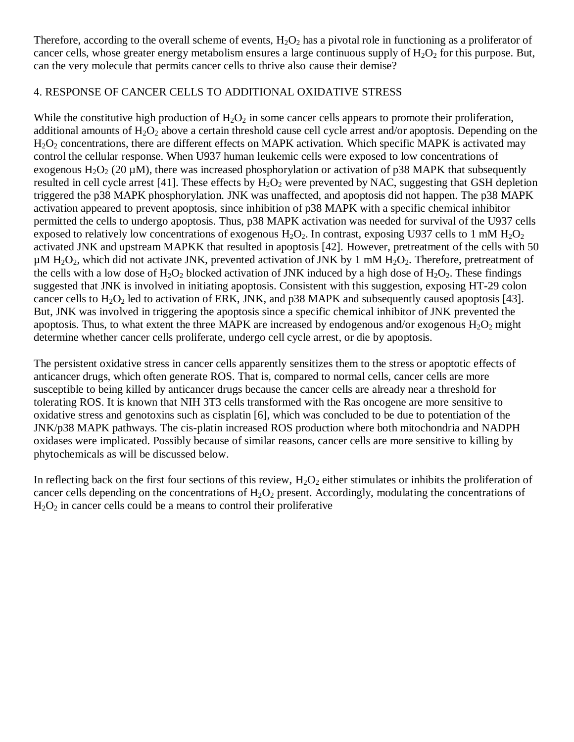Therefore, according to the overall scheme of events, $H_2O_2$ has a pivotal role in functioning as a proliferator of cancer cells, whose greater energy metabolism ensures a large continuous supply of $H_2O_2$ for this purpose. But, can the very molecule that permits cancer cells to thrive also cause their demise?

## 4. RESPONSE OF CANCER CELLS TO ADDITIONAL OXIDATIVE STRESS

While the constitutive high production of $H_2O_2$ in some cancer cells appears to promote their proliferation, additional amounts of $H_2O_2$ above a certain threshold cause cell cycle arrest and/or apoptosis. Depending on the $H_2O_2$ concentrations, there are different effects on MAPK activation. Which specific MAPK is activated may control the cellular response. When U937 human leukemic cells were exposed to low concentrations of exogenous $H_2O_2$ (20 μM), there was increased phosphorylation or activation of p38 MAPK that subsequently resulted in cell cycle arrest [41]. These effects by $H_2O_2$ were prevented by NAC, suggesting that GSH depletion triggered the p38 MAPK phosphorylation. JNK was unaffected, and apoptosis did not happen. The p38 MAPK activation appeared to prevent apoptosis, since inhibition of p38 MAPK with a specific chemical inhibitor permitted the cells to undergo apoptosis. Thus, p38 MAPK activation was needed for survival of the U937 cells exposed to relatively low concentrations of exogenous $H_2O_2$. In contrast, exposing U937 cells to 1 mM $H_2O_2$ activated JNK and upstream MAPKK that resulted in apoptosis [42]. However, pretreatment of the cells with 50 μM $H_2O_2$, which did not activate JNK, prevented activation of JNK by 1 mM $H_2O_2$. Therefore, pretreatment of the cells with a low dose of $H_2O_2$ blocked activation of JNK induced by a high dose of $H_2O_2$. These findings suggested that JNK is involved in initiating apoptosis. Consistent with this suggestion, exposing HT-29 colon cancer cells to $H_2O_2$ led to activation of ERK, JNK, and p38 MAPK and subsequently caused apoptosis [43]. But, JNK was involved in triggering the apoptosis since a specific chemical inhibitor of JNK prevented the apoptosis. Thus, to what extent the three MAPK are increased by endogenous and/or exogenous $H_2O_2$ might determine whether cancer cells proliferate, undergo cell cycle arrest, or die by apoptosis.

The persistent oxidative stress in cancer cells apparently sensitizes them to the stress or apoptotic effects of anticancer drugs, which often generate ROS. That is, compared to normal cells, cancer cells are more susceptible to being killed by anticancer drugs because the cancer cells are already near a threshold for tolerating ROS. It is known that NIH 3T3 cells transformed with the Ras oncogene are more sensitive to oxidative stress and genotoxins such as cisplatin [6], which was concluded to be due to potentiation of the JNK/p38 MAPK pathways. The cis-platin increased ROS production where both mitochondria and NADPH oxidases were implicated. Possibly because of similar reasons, cancer cells are more sensitive to killing by phytochemicals as will be discussed below.

In reflecting back on the first four sections of this review, $H_2O_2$ either stimulates or inhibits the proliferation of cancer cells depending on the concentrations of $H_2O_2$ present. Accordingly, modulating the concentrations of $H_2O_2$ in cancer cells could be a means to control their proliferative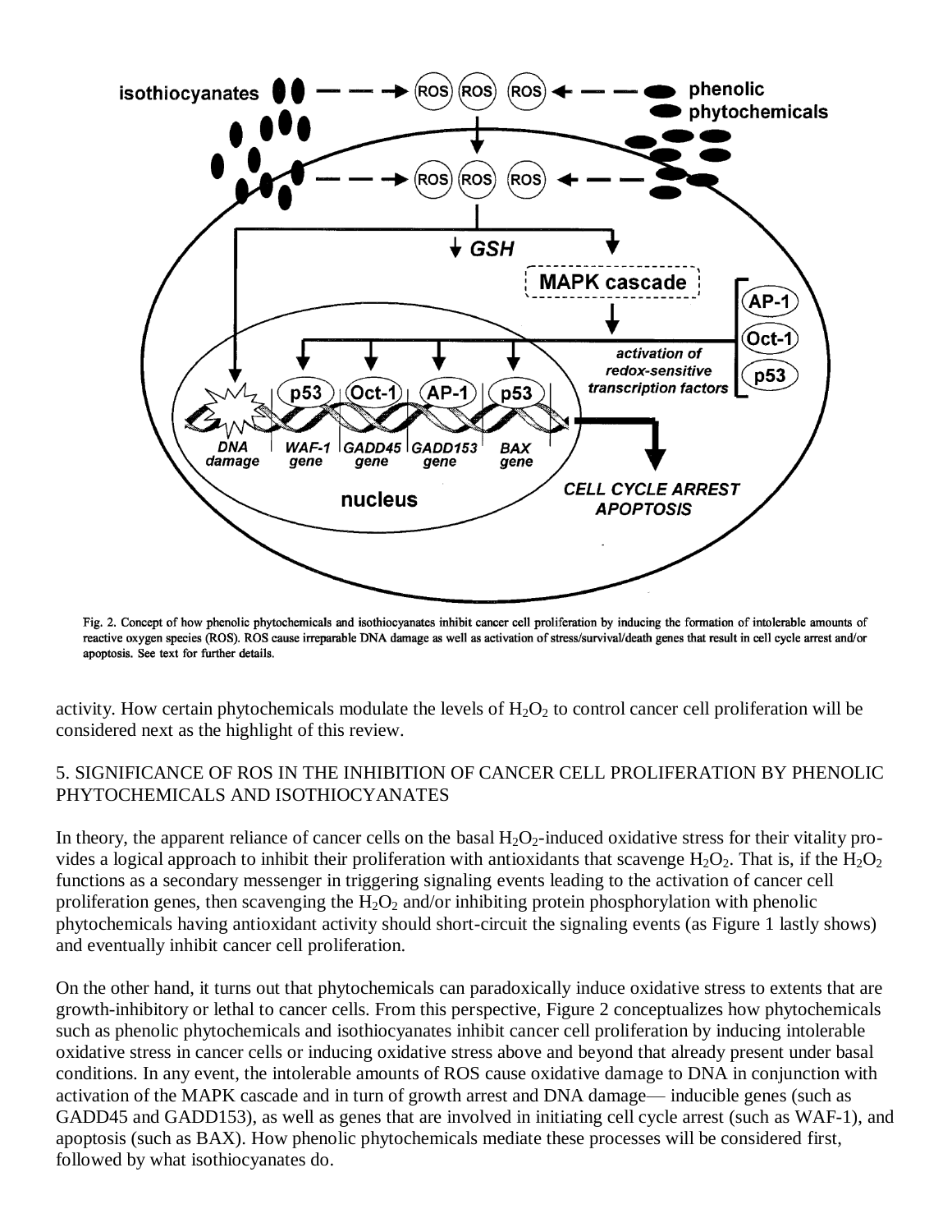Fig. 2. Concept of how phenolic phytochemicals and isothiocyanates inhibit cancer cell proliferation by inducing the formation of intolerable amounts of reactive oxygen species (ROS). ROS cause irreparable DNA damage as well as activation of stress/survival/death genes that result in cell cycle arrest and/or apoptosis. See text for further details.

activity. How certain phytochemicals modulate the levels of $H_2O_2$ to control cancer cell proliferation will be considered next as the highlight of this review.

## 5. SIGNIFICANCE OF ROS IN THE INHIBITION OF CANCER CELL PROLIFERATION BY PHENOLIC PHYTOCHEMICALS AND ISOTHIOCYANATES

In theory, the apparent reliance of cancer cells on the basal $H_2O_2$-induced oxidative stress for their vitality provides a logical approach to inhibit their proliferation with antioxidants that scavenge $H_2O_2$. That is, if the $H_2O_2$ functions as a secondary messenger in triggering signaling events leading to the activation of cancer cell proliferation genes, then scavenging the $H_2O_2$ and/or inhibiting protein phosphorylation with phenolic phytochemicals having antioxidant activity should short-circuit the signaling events (as Figure 1 lastly shows) and eventually inhibit cancer cell proliferation.

On the other hand, it turns out that phytochemicals can paradoxically induce oxidative stress to extents that are growth-inhibitory or lethal to cancer cells. From this perspective, Figure 2 conceptualizes how phytochemicals such as phenolic phytochemicals and isothiocyanates inhibit cancer cell proliferation by inducing intolerable oxidative stress in cancer cells or inducing oxidative stress above and beyond that already present under basal conditions. In any event, the intolerable amounts of ROS cause oxidative damage to DNA in conjunction with activation of the MAPK cascade and in turn of growth arrest and DNA damage— inducible genes (such as GADD45 and GADD153), as well as genes that are involved in initiating cell cycle arrest (such as WAF-1), and apoptosis (such as BAX). How phenolic phytochemicals mediate these processes will be considered first, followed by what isothiocyanates do.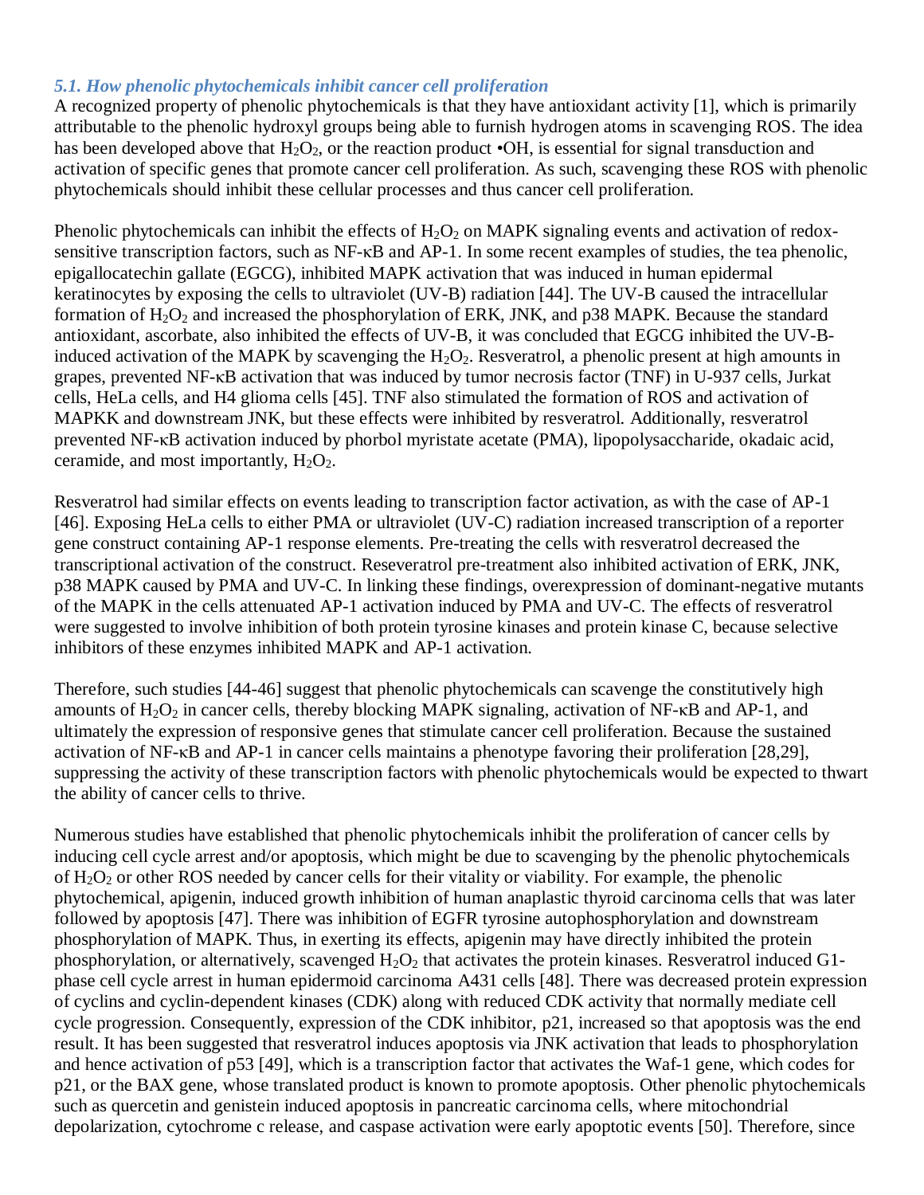### *5.1. How phenolic phytochemicals inhibit cancer cell proliferation*

A recognized property of phenolic phytochemicals is that they have antioxidant activity [1], which is primarily attributable to the phenolic hydroxyl groups being able to furnish hydrogen atoms in scavenging ROS. The idea has been developed above that $H_2O_2$, or the reaction product •OH, is essential for signal transduction and activation of specific genes that promote cancer cell proliferation. As such, scavenging these ROS with phenolic phytochemicals should inhibit these cellular processes and thus cancer cell proliferation.

Phenolic phytochemicals can inhibit the effects of $H_2O_2$ on MAPK signaling events and activation of redox-sensitive transcription factors, such as NF-κB and AP-1. In some recent examples of studies, the tea phenolic, epigallocatechin gallate (EGCG), inhibited MAPK activation that was induced in human epidermal keratinocytes by exposing the cells to ultraviolet (UV-B) radiation [44]. The UV-B caused the intracellular formation of $H_2O_2$ and increased the phosphorylation of ERK, JNK, and p38 MAPK. Because the standard antioxidant, ascorbate, also inhibited the effects of UV-B, it was concluded that EGCG inhibited the UV-B-induced activation of the MAPK by scavenging the $H_2O_2$. Resveratrol, a phenolic present at high amounts in grapes, prevented NF-κB activation that was induced by tumor necrosis factor (TNF) in U-937 cells, Jurkat cells, HeLa cells, and H4 glioma cells [45]. TNF also stimulated the formation of ROS and activation of MAPKK and downstream JNK, but these effects were inhibited by resveratrol. Additionally, resveratrol prevented NF-κB activation induced by phorbol myristate acetate (PMA), lipopolysaccharide, okadaic acid, ceramide, and most importantly, $H_2O_2$.

Resveratrol had similar effects on events leading to transcription factor activation, as with the case of AP-1 [46]. Exposing HeLa cells to either PMA or ultraviolet (UV-C) radiation increased transcription of a reporter gene construct containing AP-1 response elements. Pre-treating the cells with resveratrol decreased the transcriptional activation of the construct. Reseveratrol pre-treatment also inhibited activation of ERK, JNK, p38 MAPK caused by PMA and UV-C. In linking these findings, overexpression of dominant-negative mutants of the MAPK in the cells attenuated AP-1 activation induced by PMA and UV-C. The effects of resveratrol were suggested to involve inhibition of both protein tyrosine kinases and protein kinase C, because selective inhibitors of these enzymes inhibited MAPK and AP-1 activation.

Therefore, such studies [44-46] suggest that phenolic phytochemicals can scavenge the constitutively high amounts of $H_2O_2$ in cancer cells, thereby blocking MAPK signaling, activation of NF-κB and AP-1, and ultimately the expression of responsive genes that stimulate cancer cell proliferation. Because the sustained activation of NF-κB and AP-1 in cancer cells maintains a phenotype favoring their proliferation [28,29], suppressing the activity of these transcription factors with phenolic phytochemicals would be expected to thwart the ability of cancer cells to thrive.

Numerous studies have established that phenolic phytochemicals inhibit the proliferation of cancer cells by inducing cell cycle arrest and/or apoptosis, which might be due to scavenging by the phenolic phytochemicals of $H_2O_2$ or other ROS needed by cancer cells for their vitality or viability. For example, the phenolic phytochemical, apigenin, induced growth inhibition of human anaplastic thyroid carcinoma cells that was later followed by apoptosis [47]. There was inhibition of EGFR tyrosine autophosphorylation and downstream phosphorylation of MAPK. Thus, in exerting its effects, apigenin may have directly inhibited the protein phosphorylation, or alternatively, scavenged $H_2O_2$ that activates the protein kinases. Resveratrol induced G1-phase cell cycle arrest in human epidermoid carcinoma A431 cells [48]. There was decreased protein expression of cyclins and cyclin-dependent kinases (CDK) along with reduced CDK activity that normally mediate cell cycle progression. Consequently, expression of the CDK inhibitor, p21, increased so that apoptosis was the end result. It has been suggested that resveratrol induces apoptosis via JNK activation that leads to phosphorylation and hence activation of p53 [49], which is a transcription factor that activates the Waf-1 gene, which codes for p21, or the BAX gene, whose translated product is known to promote apoptosis. Other phenolic phytochemicals such as quercetin and genistein induced apoptosis in pancreatic carcinoma cells, where mitochondrial depolarization, cytochrome c release, and caspase activation were early apoptotic events [50]. Therefore, since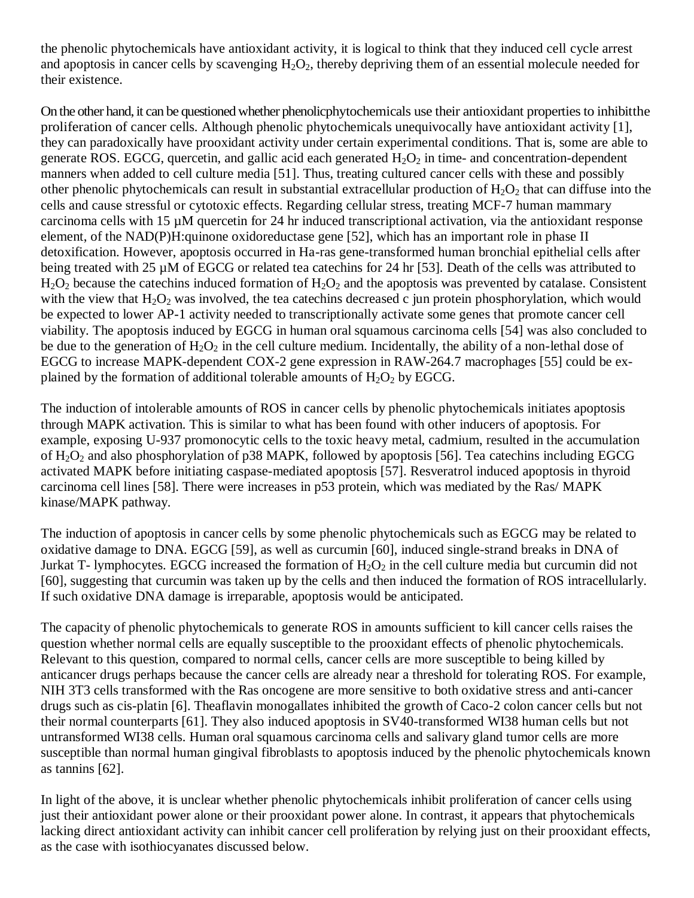the phenolic phytochemicals have antioxidant activity, it is logical to think that they induced cell cycle arrest and apoptosis in cancer cells by scavenging $H_2O_2$, thereby depriving them of an essential molecule needed for their existence.

On the other hand, it can be questioned whether phenolicphytochemicals use their antioxidant properties to inhibitthe proliferation of cancer cells. Although phenolic phytochemicals unequivocally have antioxidant activity [1], they can paradoxically have prooxidant activity under certain experimental conditions. That is, some are able to generate ROS. EGCG, quercetin, and gallic acid each generated $H_2O_2$ in time- and concentration-dependent manners when added to cell culture media [51]. Thus, treating cultured cancer cells with these and possibly other phenolic phytochemicals can result in substantial extracellular production of $H_2O_2$ that can diffuse into the cells and cause stressful or cytotoxic effects. Regarding cellular stress, treating MCF-7 human mammary carcinoma cells with 15 µM quercetin for 24 hr induced transcriptional activation, via the antioxidant response element, of the NAD(P)H:quinone oxidoreductase gene [52], which has an important role in phase II detoxification. However, apoptosis occurred in Ha-ras gene-transformed human bronchial epithelial cells after being treated with 25 µM of EGCG or related tea catechins for 24 hr [53]. Death of the cells was attributed to $H_2O_2$ because the catechins induced formation of $H_2O_2$ and the apoptosis was prevented by catalase. Consistent with the view that $H_2O_2$ was involved, the tea catechins decreased c jun protein phosphorylation, which would be expected to lower AP-1 activity needed to transcriptionally activate some genes that promote cancer cell viability. The apoptosis induced by EGCG in human oral squamous carcinoma cells [54] was also concluded to be due to the generation of $H_2O_2$ in the cell culture medium. Incidentally, the ability of a non-lethal dose of EGCG to increase MAPK-dependent COX-2 gene expression in RAW-264.7 macrophages [55] could be explained by the formation of additional tolerable amounts of $H_2O_2$ by EGCG.

The induction of intolerable amounts of ROS in cancer cells by phenolic phytochemicals initiates apoptosis through MAPK activation. This is similar to what has been found with other inducers of apoptosis. For example, exposing U-937 promonocytic cells to the toxic heavy metal, cadmium, resulted in the accumulation of $H_2O_2$ and also phosphorylation of p38 MAPK, followed by apoptosis [56]. Tea catechins including EGCG activated MAPK before initiating caspase-mediated apoptosis [57]. Resveratrol induced apoptosis in thyroid carcinoma cell lines [58]. There were increases in p53 protein, which was mediated by the Ras/ MAPK kinase/MAPK pathway.

The induction of apoptosis in cancer cells by some phenolic phytochemicals such as EGCG may be related to oxidative damage to DNA. EGCG [59], as well as curcumin [60], induced single-strand breaks in DNA of Jurkat T- lymphocytes. EGCG increased the formation of $H_2O_2$ in the cell culture media but curcumin did not [60], suggesting that curcumin was taken up by the cells and then induced the formation of ROS intracellularly. If such oxidative DNA damage is irreparable, apoptosis would be anticipated.

The capacity of phenolic phytochemicals to generate ROS in amounts sufficient to kill cancer cells raises the question whether normal cells are equally susceptible to the prooxidant effects of phenolic phytochemicals. Relevant to this question, compared to normal cells, cancer cells are more susceptible to being killed by anticancer drugs perhaps because the cancer cells are already near a threshold for tolerating ROS. For example, NIH 3T3 cells transformed with the Ras oncogene are more sensitive to both oxidative stress and anti-cancer drugs such as cis-platin [6]. Theaflavin monogallates inhibited the growth of Caco-2 colon cancer cells but not their normal counterparts [61]. They also induced apoptosis in SV40-transformed WI38 human cells but not untransformed WI38 cells. Human oral squamous carcinoma cells and salivary gland tumor cells are more susceptible than normal human gingival fibroblasts to apoptosis induced by the phenolic phytochemicals known as tannins [62].

In light of the above, it is unclear whether phenolic phytochemicals inhibit proliferation of cancer cells using just their antioxidant power alone or their prooxidant power alone. In contrast, it appears that phytochemicals lacking direct antioxidant activity can inhibit cancer cell proliferation by relying just on their prooxidant effects, as the case with isothiocyanates discussed below.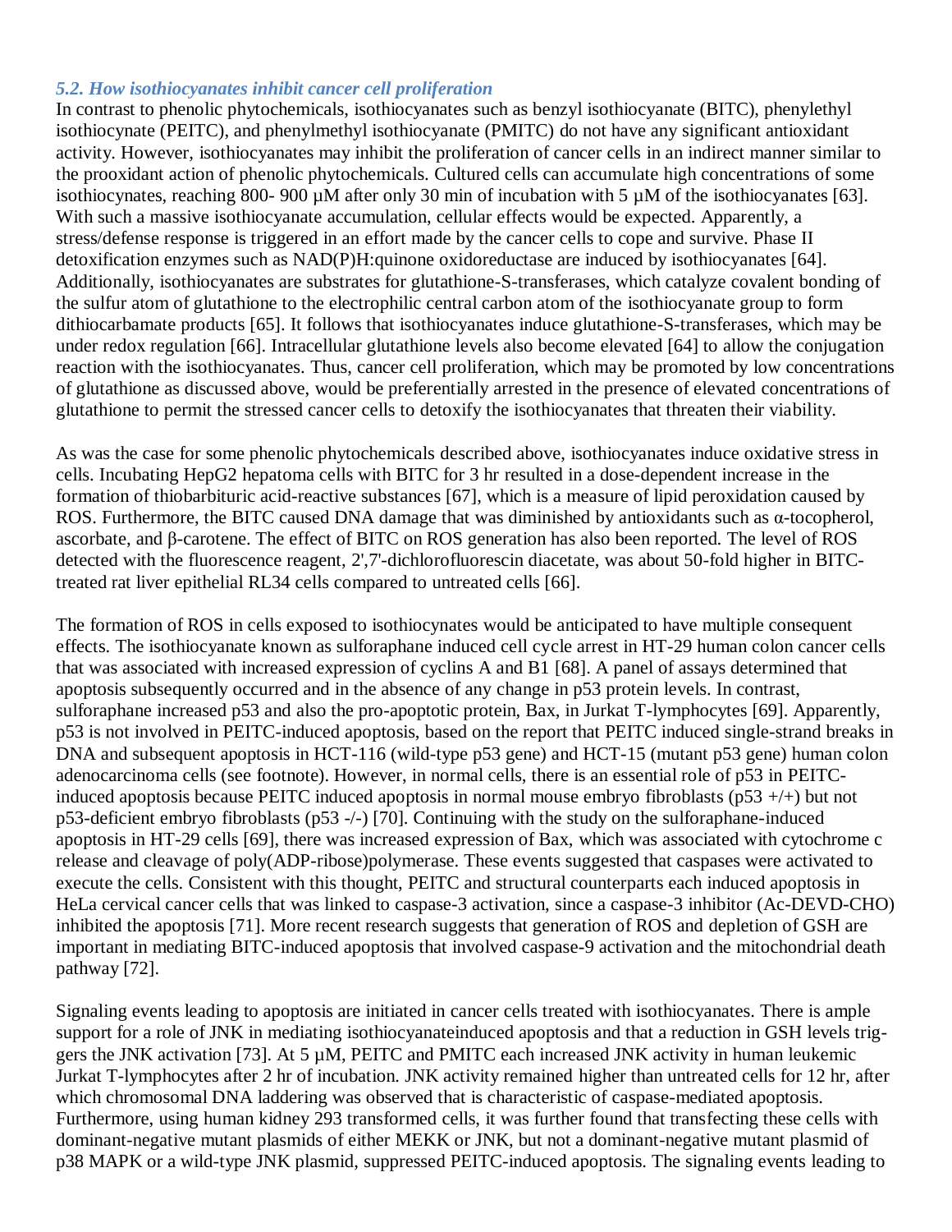### *5.2. How isothiocyanates inhibit cancer cell proliferation*

In contrast to phenolic phytochemicals, isothiocyanates such as benzyl isothiocyanate (BITC), phenylethyl isothiocynate (PEITC), and phenylmethyl isothiocyanate (PMITC) do not have any significant antioxidant activity. However, isothiocyanates may inhibit the proliferation of cancer cells in an indirect manner similar to the prooxidant action of phenolic phytochemicals. Cultured cells can accumulate high concentrations of some isothiocynates, reaching 800- 900 µM after only 30 min of incubation with 5 µM of the isothiocyanates [63]. With such a massive isothiocyanate accumulation, cellular effects would be expected. Apparently, a stress/defense response is triggered in an effort made by the cancer cells to cope and survive. Phase II detoxification enzymes such as NAD(P)H:quinone oxidoreductase are induced by isothiocyanates [64]. Additionally, isothiocyanates are substrates for glutathione-S-transferases, which catalyze covalent bonding of the sulfur atom of glutathione to the electrophilic central carbon atom of the isothiocyanate group to form dithiocarbamate products [65]. It follows that isothiocyanates induce glutathione-S-transferases, which may be under redox regulation [66]. Intracellular glutathione levels also become elevated [64] to allow the conjugation reaction with the isothiocyanates. Thus, cancer cell proliferation, which may be promoted by low concentrations of glutathione as discussed above, would be preferentially arrested in the presence of elevated concentrations of glutathione to permit the stressed cancer cells to detoxify the isothiocyanates that threaten their viability.

As was the case for some phenolic phytochemicals described above, isothiocyanates induce oxidative stress in cells. Incubating HepG2 hepatoma cells with BITC for 3 hr resulted in a dose-dependent increase in the formation of thiobarbituric acid-reactive substances [67], which is a measure of lipid peroxidation caused by ROS. Furthermore, the BITC caused DNA damage that was diminished by antioxidants such as α-tocopherol, ascorbate, and β-carotene. The effect of BITC on ROS generation has also been reported. The level of ROS detected with the fluorescence reagent, 2',7'-dichlorofluorescin diacetate, was about 50-fold higher in BITC-treated rat liver epithelial RL34 cells compared to untreated cells [66].

The formation of ROS in cells exposed to isothiocynates would be anticipated to have multiple consequent effects. The isothiocyanate known as sulforaphane induced cell cycle arrest in HT-29 human colon cancer cells that was associated with increased expression of cyclins A and B1 [68]. A panel of assays determined that apoptosis subsequently occurred and in the absence of any change in p53 protein levels. In contrast, sulforaphane increased p53 and also the pro-apoptotic protein, Bax, in Jurkat T-lymphocytes [69]. Apparently, p53 is not involved in PEITC-induced apoptosis, based on the report that PEITC induced single-strand breaks in DNA and subsequent apoptosis in HCT-116 (wild-type p53 gene) and HCT-15 (mutant p53 gene) human colon adenocarcinoma cells (see footnote). However, in normal cells, there is an essential role of p53 in PEITC-induced apoptosis because PEITC induced apoptosis in normal mouse embryo fibroblasts (p53 +/+) but not p53-deficient embryo fibroblasts (p53 -/-) [70]. Continuing with the study on the sulforaphane-induced apoptosis in HT-29 cells [69], there was increased expression of Bax, which was associated with cytochrome c release and cleavage of poly(ADP-ribose)polymerase. These events suggested that caspases were activated to execute the cells. Consistent with this thought, PEITC and structural counterparts each induced apoptosis in HeLa cervical cancer cells that was linked to caspase-3 activation, since a caspase-3 inhibitor (Ac-DEVD-CHO) inhibited the apoptosis [71]. More recent research suggests that generation of ROS and depletion of GSH are important in mediating BITC-induced apoptosis that involved caspase-9 activation and the mitochondrial death pathway [72].

Signaling events leading to apoptosis are initiated in cancer cells treated with isothiocyanates. There is ample support for a role of JNK in mediating isothiocyanateinduced apoptosis and that a reduction in GSH levels triggers the JNK activation [73]. At 5 µM, PEITC and PMITC each increased JNK activity in human leukemic Jurkat T-lymphocytes after 2 hr of incubation. JNK activity remained higher than untreated cells for 12 hr, after which chromosomal DNA laddering was observed that is characteristic of caspase-mediated apoptosis. Furthermore, using human kidney 293 transformed cells, it was further found that transfecting these cells with dominant-negative mutant plasmids of either MEKK or JNK, but not a dominant-negative mutant plasmid of p38 MAPK or a wild-type JNK plasmid, suppressed PEITC-induced apoptosis. The signaling events leading to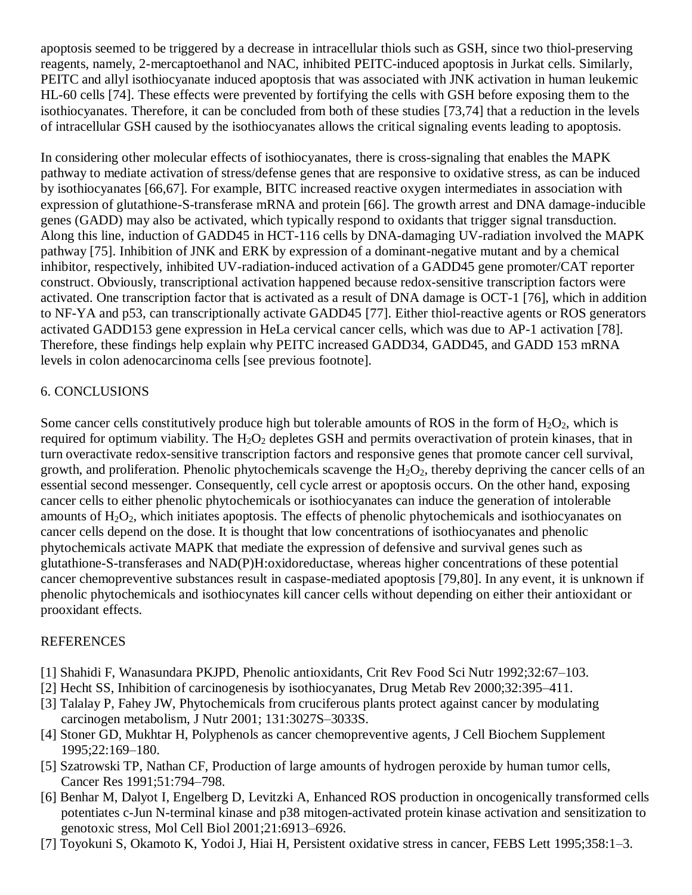apoptosis seemed to be triggered by a decrease in intracellular thiols such as GSH, since two thiol-preserving reagents, namely, 2-mercaptoethanol and NAC, inhibited PEITC-induced apoptosis in Jurkat cells. Similarly, PEITC and allyl isothiocyanate induced apoptosis that was associated with JNK activation in human leukemic HL-60 cells [74]. These effects were prevented by fortifying the cells with GSH before exposing them to the isothiocyanates. Therefore, it can be concluded from both of these studies [73,74] that a reduction in the levels of intracellular GSH caused by the isothiocyanates allows the critical signaling events leading to apoptosis.

In considering other molecular effects of isothiocyanates, there is cross-signaling that enables the MAPK pathway to mediate activation of stress/defense genes that are responsive to oxidative stress, as can be induced by isothiocyanates [66,67]. For example, BITC increased reactive oxygen intermediates in association with expression of glutathione-S-transferase mRNA and protein [66]. The growth arrest and DNA damage-inducible genes (GADD) may also be activated, which typically respond to oxidants that trigger signal transduction. Along this line, induction of GADD45 in HCT-116 cells by DNA-damaging UV-radiation involved the MAPK pathway [75]. Inhibition of JNK and ERK by expression of a dominant-negative mutant and by a chemical inhibitor, respectively, inhibited UV-radiation-induced activation of a GADD45 gene promoter/CAT reporter construct. Obviously, transcriptional activation happened because redox-sensitive transcription factors were activated. One transcription factor that is activated as a result of DNA damage is OCT-1 [76], which in addition to NF-YA and p53, can transcriptionally activate GADD45 [77]. Either thiol-reactive agents or ROS generators activated GADD153 gene expression in HeLa cervical cancer cells, which was due to AP-1 activation [78]. Therefore, these findings help explain why PEITC increased GADD34, GADD45, and GADD 153 mRNA levels in colon adenocarcinoma cells [see previous footnote].

## 6. CONCLUSIONS

Some cancer cells constitutively produce high but tolerable amounts of ROS in the form of $H_2O_2$, which is required for optimum viability. The $H_2O_2$ depletes GSH and permits overactivation of protein kinases, that in turn overactivate redox-sensitive transcription factors and responsive genes that promote cancer cell survival, growth, and proliferation. Phenolic phytochemicals scavenge the $H_2O_2$, thereby depriving the cancer cells of an essential second messenger. Consequently, cell cycle arrest or apoptosis occurs. On the other hand, exposing cancer cells to either phenolic phytochemicals or isothiocyanates can induce the generation of intolerable amounts of $H_2O_2$, which initiates apoptosis. The effects of phenolic phytochemicals and isothiocyanates on cancer cells depend on the dose. It is thought that low concentrations of isothiocyanates and phenolic phytochemicals activate MAPK that mediate the expression of defensive and survival genes such as glutathione-S-transferases and NAD(P)H:oxidoreductase, whereas higher concentrations of these potential cancer chemopreventive substances result in caspase-mediated apoptosis [79,80]. In any event, it is unknown if phenolic phytochemicals and isothiocynates kill cancer cells without depending on either their antioxidant or prooxidant effects.

## REFERENCES

[1] Shahidi F, Wanasundara PKJPD, Phenolic antioxidants, Crit Rev Food Sci Nutr 1992;32:67–103.
[2] Hecht SS, Inhibition of carcinogenesis by isothiocyanates, Drug Metab Rev 2000;32:395–411.
[3] Talalay P, Fahey JW, Phytochemicals from cruciferous plants protect against cancer by modulating carcinogen metabolism, J Nutr 2001; 131:3027S–3033S.
[4] Stoner GD, Mukhtar H, Polyphenols as cancer chemopreventive agents, J Cell Biochem Supplement 1995;22:169–180.
[5] Szatrowski TP, Nathan CF, Production of large amounts of hydrogen peroxide by human tumor cells, Cancer Res 1991;51:794–798.
[6] Benhar M, Dalyot I, Engelberg D, Levitzki A, Enhanced ROS production in oncogenically transformed cells potentiates c-Jun N-terminal kinase and p38 mitogen-activated protein kinase activation and sensitization to genotoxic stress, Mol Cell Biol 2001;21:6913–6926.
[7] Toyokuni S, Okamoto K, Yodoi J, Hiai H, Persistent oxidative stress in cancer, FEBS Lett 1995;358:1–3.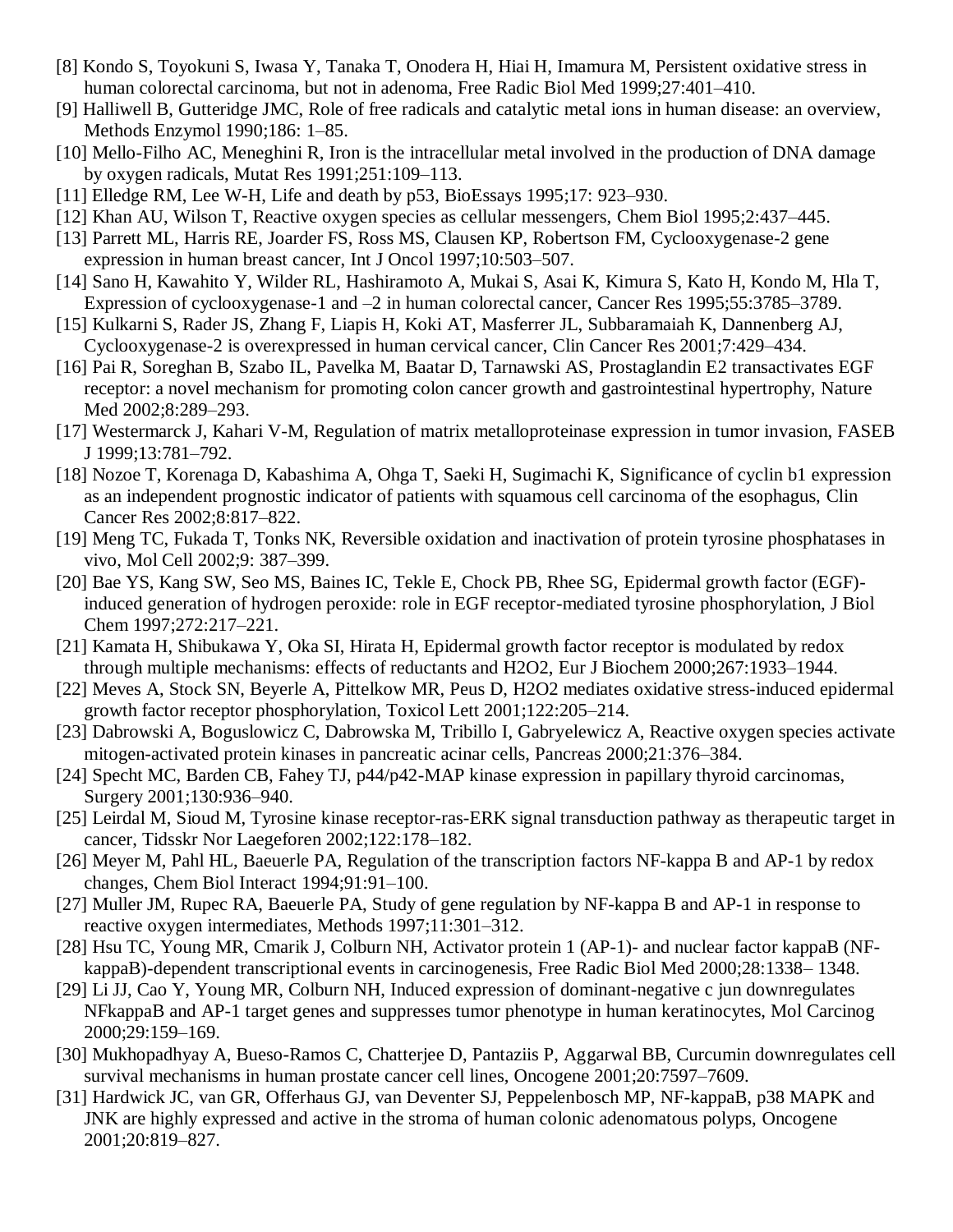[8] Kondo S, Toyokuni S, Iwasa Y, Tanaka T, Onodera H, Hiai H, Imamura M, Persistent oxidative stress in human colorectal carcinoma, but not in adenoma, Free Radic Biol Med 1999;27:401–410.

[9] Halliwell B, Gutteridge JMC, Role of free radicals and catalytic metal ions in human disease: an overview, Methods Enzymol 1990;186: 1–85.

[10] Mello-Filho AC, Meneghini R, Iron is the intracellular metal involved in the production of DNA damage by oxygen radicals, Mutat Res 1991;251:109–113.

[11] Elledge RM, Lee W-H, Life and death by p53, BioEssays 1995;17: 923–930.

[12] Khan AU, Wilson T, Reactive oxygen species as cellular messengers, Chem Biol 1995;2:437–445.

[13] Parrett ML, Harris RE, Joarder FS, Ross MS, Clausen KP, Robertson FM, Cyclooxygenase-2 gene expression in human breast cancer, Int J Oncol 1997;10:503–507.

[14] Sano H, Kawahito Y, Wilder RL, Hashiramoto A, Mukai S, Asai K, Kimura S, Kato H, Kondo M, Hla T, Expression of cyclooxygenase-1 and –2 in human colorectal cancer, Cancer Res 1995;55:3785–3789.

[15] Kulkarni S, Rader JS, Zhang F, Liapis H, Koki AT, Masferrer JL, Subbaramaiah K, Dannenberg AJ, Cyclooxygenase-2 is overexpressed in human cervical cancer, Clin Cancer Res 2001;7:429–434.

[16] Pai R, Soreghan B, Szabo IL, Pavelka M, Baatar D, Tarnawski AS, Prostaglandin E2 transactivates EGF receptor: a novel mechanism for promoting colon cancer growth and gastrointestinal hypertrophy, Nature Med 2002;8:289–293.

[17] Westermarck J, Kahari V-M, Regulation of matrix metalloproteinase expression in tumor invasion, FASEB J 1999;13:781–792.

[18] Nozoe T, Korenaga D, Kabashima A, Ohga T, Saeki H, Sugimachi K, Significance of cyclin b1 expression as an independent prognostic indicator of patients with squamous cell carcinoma of the esophagus, Clin Cancer Res 2002;8:817–822.

[19] Meng TC, Fukada T, Tonks NK, Reversible oxidation and inactivation of protein tyrosine phosphatases in vivo, Mol Cell 2002;9: 387–399.

[20] Bae YS, Kang SW, Seo MS, Baines IC, Tekle E, Chock PB, Rhee SG, Epidermal growth factor (EGF)-induced generation of hydrogen peroxide: role in EGF receptor-mediated tyrosine phosphorylation, J Biol Chem 1997;272:217–221.

[21] Kamata H, Shibukawa Y, Oka SI, Hirata H, Epidermal growth factor receptor is modulated by redox through multiple mechanisms: effects of reductants and H2O2, Eur J Biochem 2000;267:1933–1944.

[22] Meves A, Stock SN, Beyerle A, Pittelkow MR, Peus D, H2O2 mediates oxidative stress-induced epidermal growth factor receptor phosphorylation, Toxicol Lett 2001;122:205–214.

[23] Dabrowski A, Boguslowicz C, Dabrowska M, Tribillo I, Gabryelewicz A, Reactive oxygen species activate mitogen-activated protein kinases in pancreatic acinar cells, Pancreas 2000;21:376–384.

[24] Specht MC, Barden CB, Fahey TJ, p44/p42-MAP kinase expression in papillary thyroid carcinomas, Surgery 2001;130:936–940.

[25] Leirdal M, Sioud M, Tyrosine kinase receptor-ras-ERK signal transduction pathway as therapeutic target in cancer, Tidsskr Nor Laegeforen 2002;122:178–182.

[26] Meyer M, Pahl HL, Baeuerle PA, Regulation of the transcription factors NF-kappa B and AP-1 by redox changes, Chem Biol Interact 1994;91:91–100.

[27] Muller JM, Rupec RA, Baeuerle PA, Study of gene regulation by NF-kappa B and AP-1 in response to reactive oxygen intermediates, Methods 1997;11:301–312.

[28] Hsu TC, Young MR, Cmarik J, Colburn NH, Activator protein 1 (AP-1)- and nuclear factor kappaB (NF-kappaB)-dependent transcriptional events in carcinogenesis, Free Radic Biol Med 2000;28:1338– 1348.

[29] Li JJ, Cao Y, Young MR, Colburn NH, Induced expression of dominant-negative c jun downregulates NFkappaB and AP-1 target genes and suppresses tumor phenotype in human keratinocytes, Mol Carcinog 2000;29:159–169.

[30] Mukhopadhyay A, Bueso-Ramos C, Chatterjee D, Pantaziis P, Aggarwal BB, Curcumin downregulates cell survival mechanisms in human prostate cancer cell lines, Oncogene 2001;20:7597–7609.

[31] Hardwick JC, van GR, Offerhaus GJ, van Deventer SJ, Peppelenbosch MP, NF-kappaB, p38 MAPK and JNK are highly expressed and active in the stroma of human colonic adenomatous polyps, Oncogene 2001;20:819–827.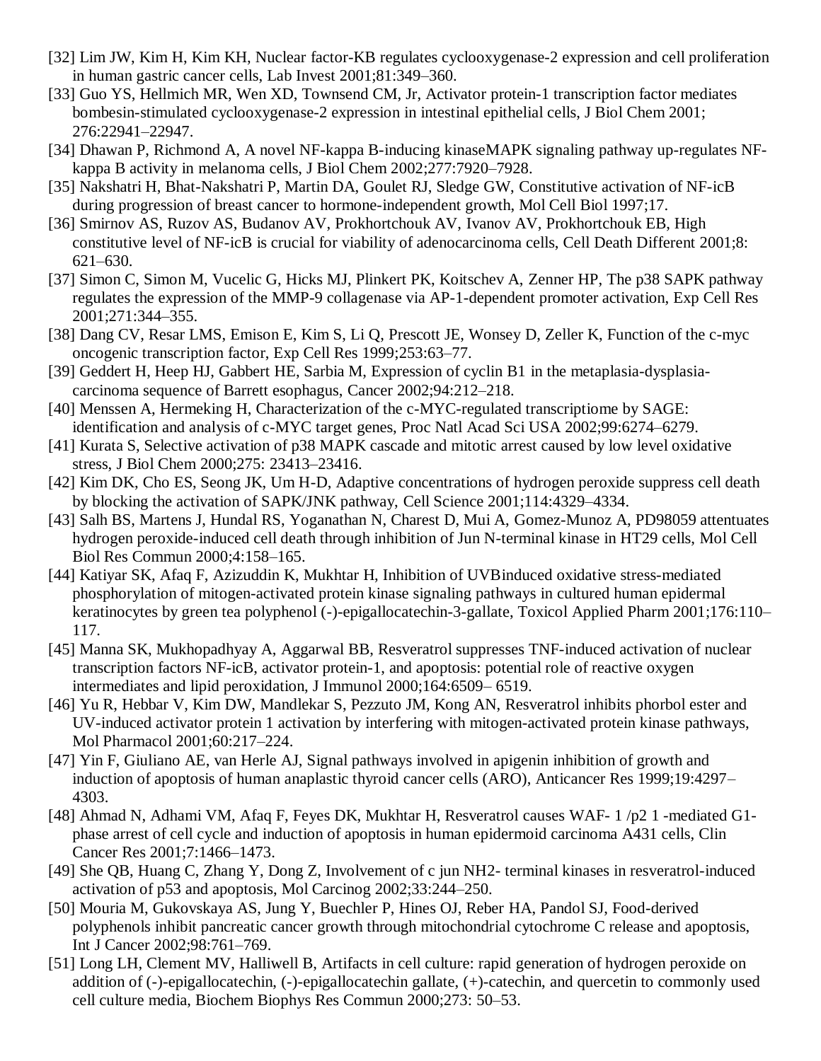[32] Lim JW, Kim H, Kim KH, Nuclear factor-KB regulates cyclooxygenase-2 expression and cell proliferation in human gastric cancer cells, Lab Invest 2001;81:349–360.

[33] Guo YS, Hellmich MR, Wen XD, Townsend CM, Jr, Activator protein-1 transcription factor mediates bombesin-stimulated cyclooxygenase-2 expression in intestinal epithelial cells, J Biol Chem 2001; 276:22941–22947.

[34] Dhawan P, Richmond A, A novel NF-kappa B-inducing kinaseMAPK signaling pathway up-regulates NF-kappa B activity in melanoma cells, J Biol Chem 2002;277:7920–7928.

[35] Nakshatri H, Bhat-Nakshatri P, Martin DA, Goulet RJ, Sledge GW, Constitutive activation of NF-icB during progression of breast cancer to hormone-independent growth, Mol Cell Biol 1997;17.

[36] Smirnov AS, Ruzov AS, Budanov AV, Prokhortchouk AV, Ivanov AV, Prokhortchouk EB, High constitutive level of NF-icB is crucial for viability of adenocarcinoma cells, Cell Death Different 2001;8: 621–630.

[37] Simon C, Simon M, Vucelic G, Hicks MJ, Plinkert PK, Koitschev A, Zenner HP, The p38 SAPK pathway regulates the expression of the MMP-9 collagenase via AP-1-dependent promoter activation, Exp Cell Res 2001;271:344–355.

[38] Dang CV, Resar LMS, Emison E, Kim S, Li Q, Prescott JE, Wonsey D, Zeller K, Function of the c-myc oncogenic transcription factor, Exp Cell Res 1999;253:63–77.

[39] Geddert H, Heep HJ, Gabbert HE, Sarbia M, Expression of cyclin B1 in the metaplasia-dysplasia-carcinoma sequence of Barrett esophagus, Cancer 2002;94:212–218.

[40] Menssen A, Hermeking H, Characterization of the c-MYC-regulated transcriptiome by SAGE: identification and analysis of c-MYC target genes, Proc Natl Acad Sci USA 2002;99:6274–6279.

[41] Kurata S, Selective activation of p38 MAPK cascade and mitotic arrest caused by low level oxidative stress, J Biol Chem 2000;275: 23413–23416.

[42] Kim DK, Cho ES, Seong JK, Um H-D, Adaptive concentrations of hydrogen peroxide suppress cell death by blocking the activation of SAPK/JNK pathway, Cell Science 2001;114:4329–4334.

[43] Salh BS, Martens J, Hundal RS, Yoganathan N, Charest D, Mui A, Gomez-Munoz A, PD98059 attentuates hydrogen peroxide-induced cell death through inhibition of Jun N-terminal kinase in HT29 cells, Mol Cell Biol Res Commun 2000;4:158–165.

[44] Katiyar SK, Afaq F, Azizuddin K, Mukhtar H, Inhibition of UVBinduced oxidative stress-mediated phosphorylation of mitogen-activated protein kinase signaling pathways in cultured human epidermal keratinocytes by green tea polyphenol (-)-epigallocatechin-3-gallate, Toxicol Applied Pharm 2001;176:110–117.

[45] Manna SK, Mukhopadhyay A, Aggarwal BB, Resveratrol suppresses TNF-induced activation of nuclear transcription factors NF-icB, activator protein-1, and apoptosis: potential role of reactive oxygen intermediates and lipid peroxidation, J Immunol 2000;164:6509– 6519.

[46] Yu R, Hebbar V, Kim DW, Mandlekar S, Pezzuto JM, Kong AN, Resveratrol inhibits phorbol ester and UV-induced activator protein 1 activation by interfering with mitogen-activated protein kinase pathways, Mol Pharmacol 2001;60:217–224.

[47] Yin F, Giuliano AE, van Herle AJ, Signal pathways involved in apigenin inhibition of growth and induction of apoptosis of human anaplastic thyroid cancer cells (ARO), Anticancer Res 1999;19:4297–4303.

[48] Ahmad N, Adhami VM, Afaq F, Feyes DK, Mukhtar H, Resveratrol causes WAF- 1 /p2 1 -mediated G1-phase arrest of cell cycle and induction of apoptosis in human epidermoid carcinoma A431 cells, Clin Cancer Res 2001;7:1466–1473.

[49] She QB, Huang C, Zhang Y, Dong Z, Involvement of c jun NH2- terminal kinases in resveratrol-induced activation of p53 and apoptosis, Mol Carcinog 2002;33:244–250.

[50] Mouria M, Gukovskaya AS, Jung Y, Buechler P, Hines OJ, Reber HA, Pandol SJ, Food-derived polyphenols inhibit pancreatic cancer growth through mitochondrial cytochrome C release and apoptosis, Int J Cancer 2002;98:761–769.

[51] Long LH, Clement MV, Halliwell B, Artifacts in cell culture: rapid generation of hydrogen peroxide on addition of (-)-epigallocatechin, (-)-epigallocatechin gallate, (+)-catechin, and quercetin to commonly used cell culture media, Biochem Biophys Res Commun 2000;273: 50–53.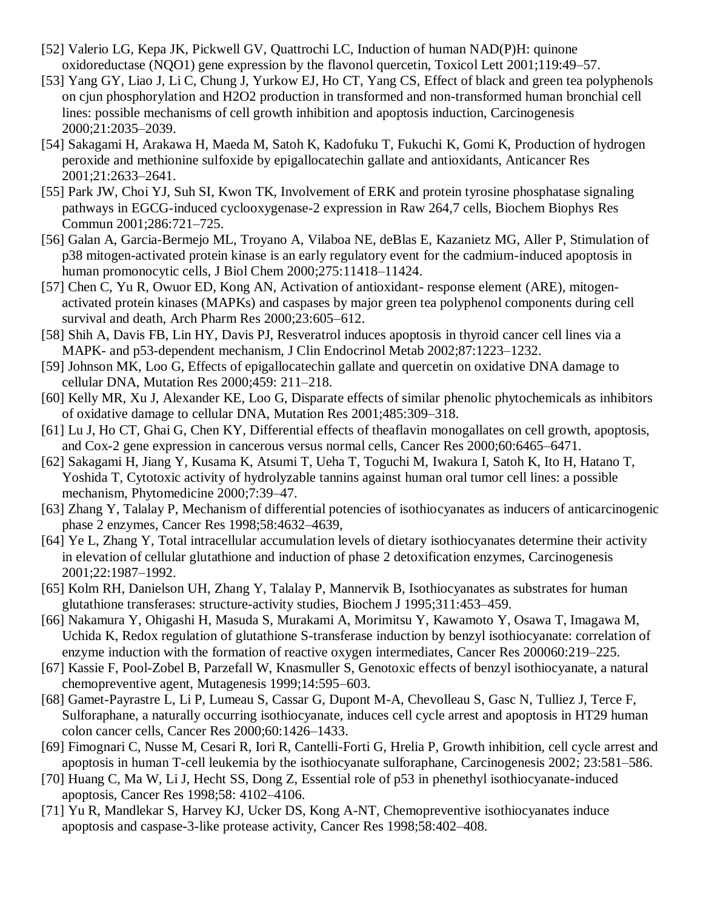[52] Valerio LG, Kepa JK, Pickwell GV, Quattrochi LC, Induction of human NAD(P)H: quinone oxidoreductase (NQO1) gene expression by the flavonol quercetin, Toxicol Lett 2001;119:49–57.

[53] Yang GY, Liao J, Li C, Chung J, Yurkow EJ, Ho CT, Yang CS, Effect of black and green tea polyphenols on cjun phosphorylation and H2O2 production in transformed and non-transformed human bronchial cell lines: possible mechanisms of cell growth inhibition and apoptosis induction, Carcinogenesis 2000;21:2035–2039.

[54] Sakagami H, Arakawa H, Maeda M, Satoh K, Kadofuku T, Fukuchi K, Gomi K, Production of hydrogen peroxide and methionine sulfoxide by epigallocatechin gallate and antioxidants, Anticancer Res 2001;21:2633–2641.

[55] Park JW, Choi YJ, Suh SI, Kwon TK, Involvement of ERK and protein tyrosine phosphatase signaling pathways in EGCG-induced cyclooxygenase-2 expression in Raw 264,7 cells, Biochem Biophys Res Commun 2001;286:721–725.

[56] Galan A, Garcia-Bermejo ML, Troyano A, Vilaboa NE, deBlas E, Kazanietz MG, Aller P, Stimulation of p38 mitogen-activated protein kinase is an early regulatory event for the cadmium-induced apoptosis in human promonocytic cells, J Biol Chem 2000;275:11418–11424.

[57] Chen C, Yu R, Owuor ED, Kong AN, Activation of antioxidant- response element (ARE), mitogen-activated protein kinases (MAPKs) and caspases by major green tea polyphenol components during cell survival and death, Arch Pharm Res 2000;23:605–612.

[58] Shih A, Davis FB, Lin HY, Davis PJ, Resveratrol induces apoptosis in thyroid cancer cell lines via a MAPK- and p53-dependent mechanism, J Clin Endocrinol Metab 2002;87:1223–1232.

[59] Johnson MK, Loo G, Effects of epigallocatechin gallate and quercetin on oxidative DNA damage to cellular DNA, Mutation Res 2000;459: 211–218.

[60] Kelly MR, Xu J, Alexander KE, Loo G, Disparate effects of similar phenolic phytochemicals as inhibitors of oxidative damage to cellular DNA, Mutation Res 2001;485:309–318.

[61] Lu J, Ho CT, Ghai G, Chen KY, Differential effects of theaflavin monogallates on cell growth, apoptosis, and Cox-2 gene expression in cancerous versus normal cells, Cancer Res 2000;60:6465–6471.

[62] Sakagami H, Jiang Y, Kusama K, Atsumi T, Ueha T, Toguchi M, Iwakura I, Satoh K, Ito H, Hatano T, Yoshida T, Cytotoxic activity of hydrolyzable tannins against human oral tumor cell lines: a possible mechanism, Phytomedicine 2000;7:39–47.

[63] Zhang Y, Talalay P, Mechanism of differential potencies of isothiocyanates as inducers of anticarcinogenic phase 2 enzymes, Cancer Res 1998;58:4632–4639,

[64] Ye L, Zhang Y, Total intracellular accumulation levels of dietary isothiocyanates determine their activity in elevation of cellular glutathione and induction of phase 2 detoxification enzymes, Carcinogenesis 2001;22:1987–1992.

[65] Kolm RH, Danielson UH, Zhang Y, Talalay P, Mannervik B, Isothiocyanates as substrates for human glutathione transferases: structure-activity studies, Biochem J 1995;311:453–459.

[66] Nakamura Y, Ohigashi H, Masuda S, Murakami A, Morimitsu Y, Kawamoto Y, Osawa T, Imagawa M, Uchida K, Redox regulation of glutathione S-transferase induction by benzyl isothiocyanate: correlation of enzyme induction with the formation of reactive oxygen intermediates, Cancer Res 200060:219–225.

[67] Kassie F, Pool-Zobel B, Parzefall W, Knasmuller S, Genotoxic effects of benzyl isothiocyanate, a natural chemopreventive agent, Mutagenesis 1999;14:595–603.

[68] Gamet-Payrastre L, Li P, Lumeau S, Cassar G, Dupont M-A, Chevolleau S, Gasc N, Tulliez J, Terce F, Sulforaphane, a naturally occurring isothiocyanate, induces cell cycle arrest and apoptosis in HT29 human colon cancer cells, Cancer Res 2000;60:1426–1433.

[69] Fimognari C, Nusse M, Cesari R, Iori R, Cantelli-Forti G, Hrelia P, Growth inhibition, cell cycle arrest and apoptosis in human T-cell leukemia by the isothiocyanate sulforaphane, Carcinogenesis 2002; 23:581–586.

[70] Huang C, Ma W, Li J, Hecht SS, Dong Z, Essential role of p53 in phenethyl isothiocyanate-induced apoptosis, Cancer Res 1998;58: 4102–4106.

[71] Yu R, Mandlekar S, Harvey KJ, Ucker DS, Kong A-NT, Chemopreventive isothiocyanates induce apoptosis and caspase-3-like protease activity, Cancer Res 1998;58:402–408.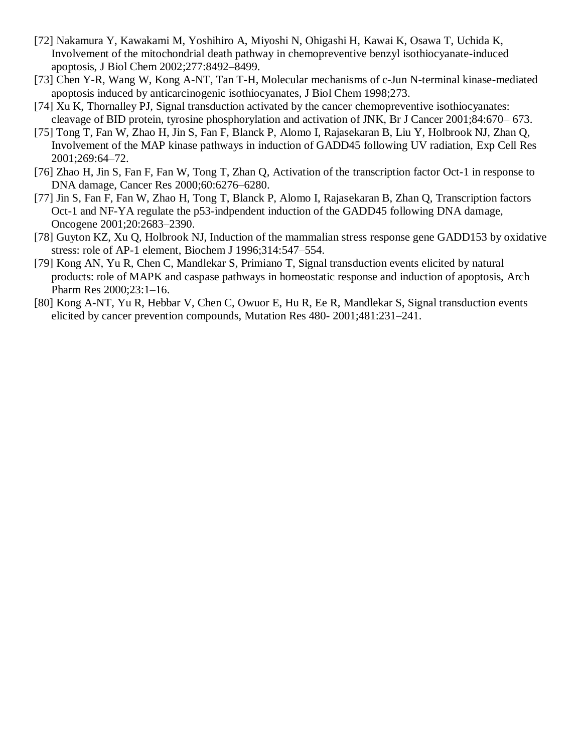[72] Nakamura Y, Kawakami M, Yoshihiro A, Miyoshi N, Ohigashi H, Kawai K, Osawa T, Uchida K, Involvement of the mitochondrial death pathway in chemopreventive benzyl isothiocyanate-induced apoptosis, J Biol Chem 2002;277:8492–8499.

[73] Chen Y-R, Wang W, Kong A-NT, Tan T-H, Molecular mechanisms of c-Jun N-terminal kinase-mediated apoptosis induced by anticarcinogenic isothiocyanates, J Biol Chem 1998;273.

[74] Xu K, Thornalley PJ, Signal transduction activated by the cancer chemopreventive isothiocyanates: cleavage of BID protein, tyrosine phosphorylation and activation of JNK, Br J Cancer 2001;84:670– 673.

[75] Tong T, Fan W, Zhao H, Jin S, Fan F, Blanck P, Alomo I, Rajasekaran B, Liu Y, Holbrook NJ, Zhan Q, Involvement of the MAP kinase pathways in induction of GADD45 following UV radiation, Exp Cell Res 2001;269:64–72.

[76] Zhao H, Jin S, Fan F, Fan W, Tong T, Zhan Q, Activation of the transcription factor Oct-1 in response to DNA damage, Cancer Res 2000;60:6276–6280.

[77] Jin S, Fan F, Fan W, Zhao H, Tong T, Blanck P, Alomo I, Rajasekaran B, Zhan Q, Transcription factors Oct-1 and NF-YA regulate the p53-indpendent induction of the GADD45 following DNA damage, Oncogene 2001;20:2683–2390.

[78] Guyton KZ, Xu Q, Holbrook NJ, Induction of the mammalian stress response gene GADD153 by oxidative stress: role of AP-1 element, Biochem J 1996;314:547–554.

[79] Kong AN, Yu R, Chen C, Mandlekar S, Primiano T, Signal transduction events elicited by natural products: role of MAPK and caspase pathways in homeostatic response and induction of apoptosis, Arch Pharm Res 2000;23:1–16.

[80] Kong A-NT, Yu R, Hebbar V, Chen C, Owuor E, Hu R, Ee R, Mandlekar S, Signal transduction events elicited by cancer prevention compounds, Mutation Res 480- 2001;481:231–241.